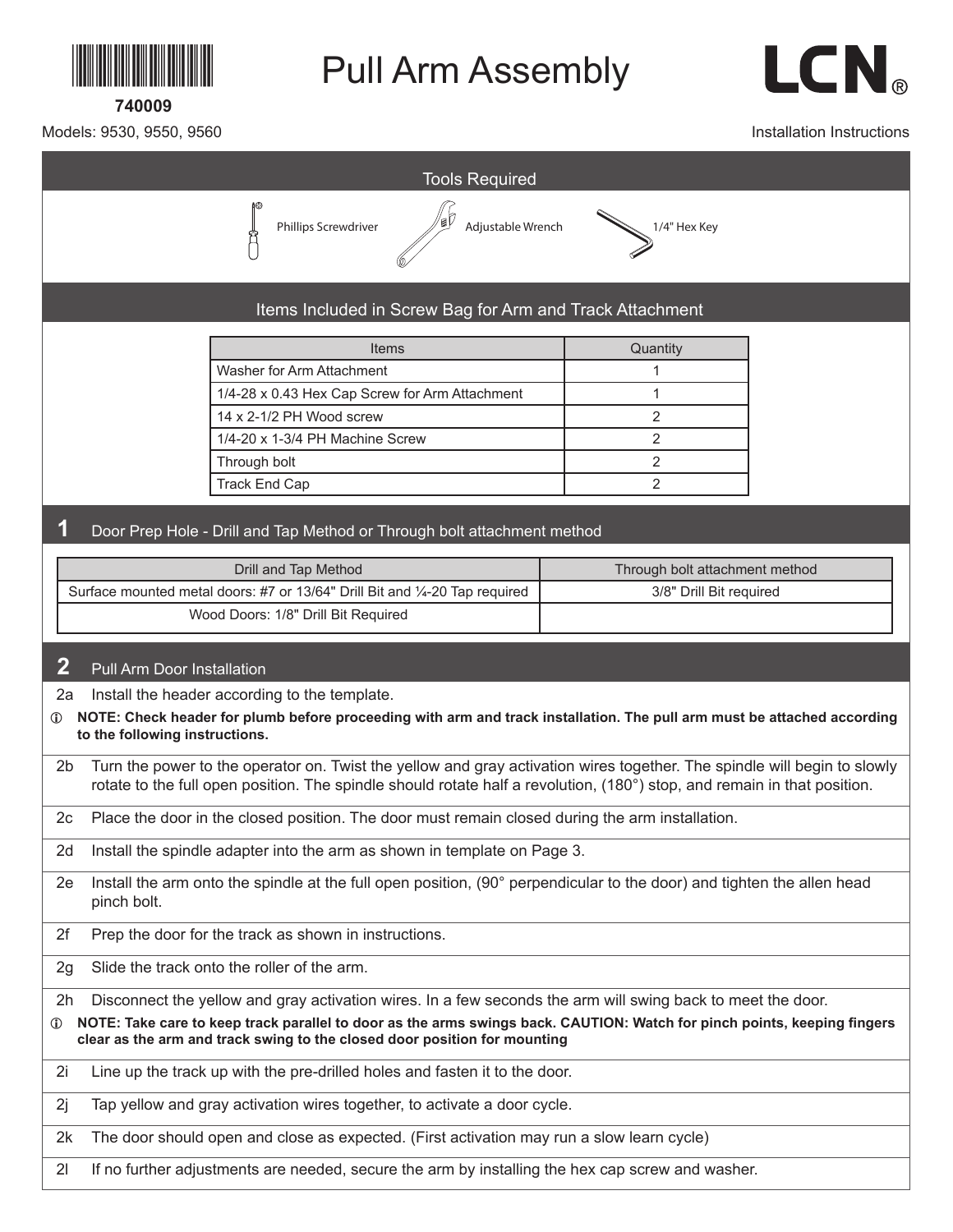740009

# Pull Arm Assembly

LCN®

Models: 9530, 9550, 9560

Installation Instructions

## Tools Required

Phillips Screwdriver

Adjustable Wrench

1/4" Hex Key

## Items Included in Screw Bag for Arm and Track Attachment

| Items | Quantity |
| --- | --- |
| Washer for Arm Attachment | 1 |
| 1/4-28 x 0.43 Hex Cap Screw for Arm Attachment | 1 |
| 14 x 2-1/2 PH Wood screw | 2 |
| 1/4-20 x 1-3/4 PH Machine Screw | 2 |
| Through bolt | 2 |
| Track End Cap | 2 |

## 1 Door Prep Hole - Drill and Tap Method or Through bolt attachment method

| Drill and Tap Method | Through bolt attachment method |
| --- | --- |
| Surface mounted metal doors: #7 or 13/64" Drill Bit and ¼-20 Tap required | 3/8" Drill Bit required |
| Wood Doors: 1/8" Drill Bit Required | |

## 2 Pull Arm Door Installation

2a Install the header according to the template.

**NOTE: Check header for plumb before proceeding with arm and track installation. The pull arm must be attached according to the following instructions.**

2b Turn the power to the operator on. Twist the yellow and gray activation wires together. The spindle will begin to slowly rotate to the full open position. The spindle should rotate half a revolution, (180°) stop, and remain in that position.

2c Place the door in the closed position. The door must remain closed during the arm installation.

2d Install the spindle adapter into the arm as shown in template on Page 3.

2e Install the arm onto the spindle at the full open position, (90° perpendicular to the door) and tighten the allen head pinch bolt.

2f Prep the door for the track as shown in instructions.

2g Slide the track onto the roller of the arm.

2h Disconnect the yellow and gray activation wires. In a few seconds the arm will swing back to meet the door.

**NOTE: Take care to keep track parallel to door as the arms swings back. CAUTION: Watch for pinch points, keeping fingers clear as the arm and track swing to the closed door position for mounting**

2i Line up the track up with the pre-drilled holes and fasten it to the door.

2j Tap yellow and gray activation wires together, to activate a door cycle.

2k The door should open and close as expected. (First activation may run a slow learn cycle)

2l If no further adjustments are needed, secure the arm by installing the hex cap screw and washer.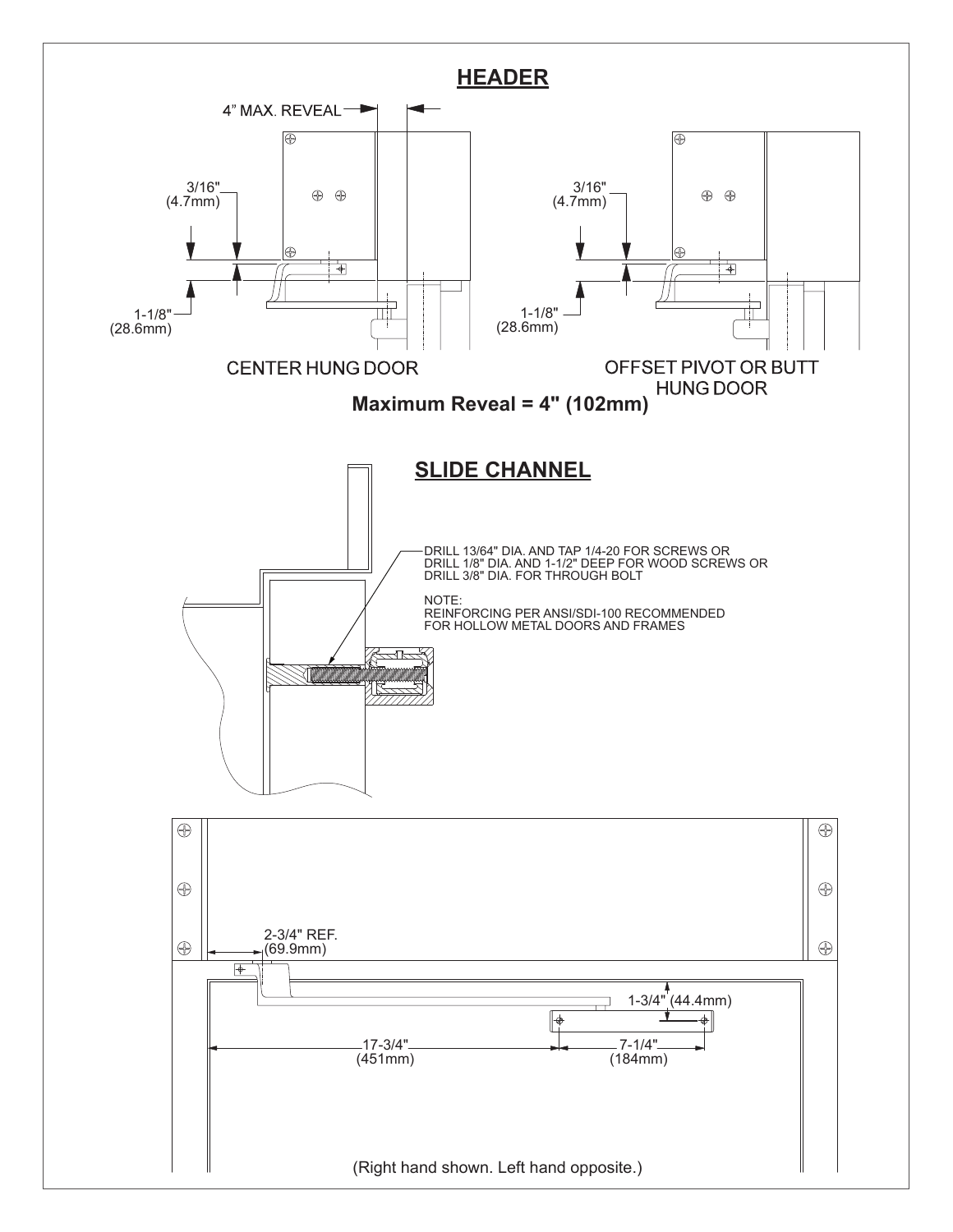## HEADER

4" MAX. REVEAL

3/16" (4.7mm)

1-1/8" (28.6mm)

CENTER HUNG DOOR

3/16" (4.7mm)

1-1/8" (28.6mm)

OFFSET PIVOT OR BUTT HUNG DOOR

**Maximum Reveal = 4" (102mm)**

## SLIDE CHANNEL

DRILL 13/64" DIA. AND TAP 1/4-20 FOR SCREWS OR
DRILL 1/8" DIA. AND 1-1/2" DEEP FOR WOOD SCREWS OR
DRILL 3/8" DIA. FOR THROUGH BOLT

NOTE:
REINFORCING PER ANSI/SDI-100 RECOMMENDED
FOR HOLLOW METAL DOORS AND FRAMES

2-3/4" REF. (69.9mm)

1-3/4" (44.4mm)

17-3/4" (451mm)

7-1/4" (184mm)

(Right hand shown. Left hand opposite.)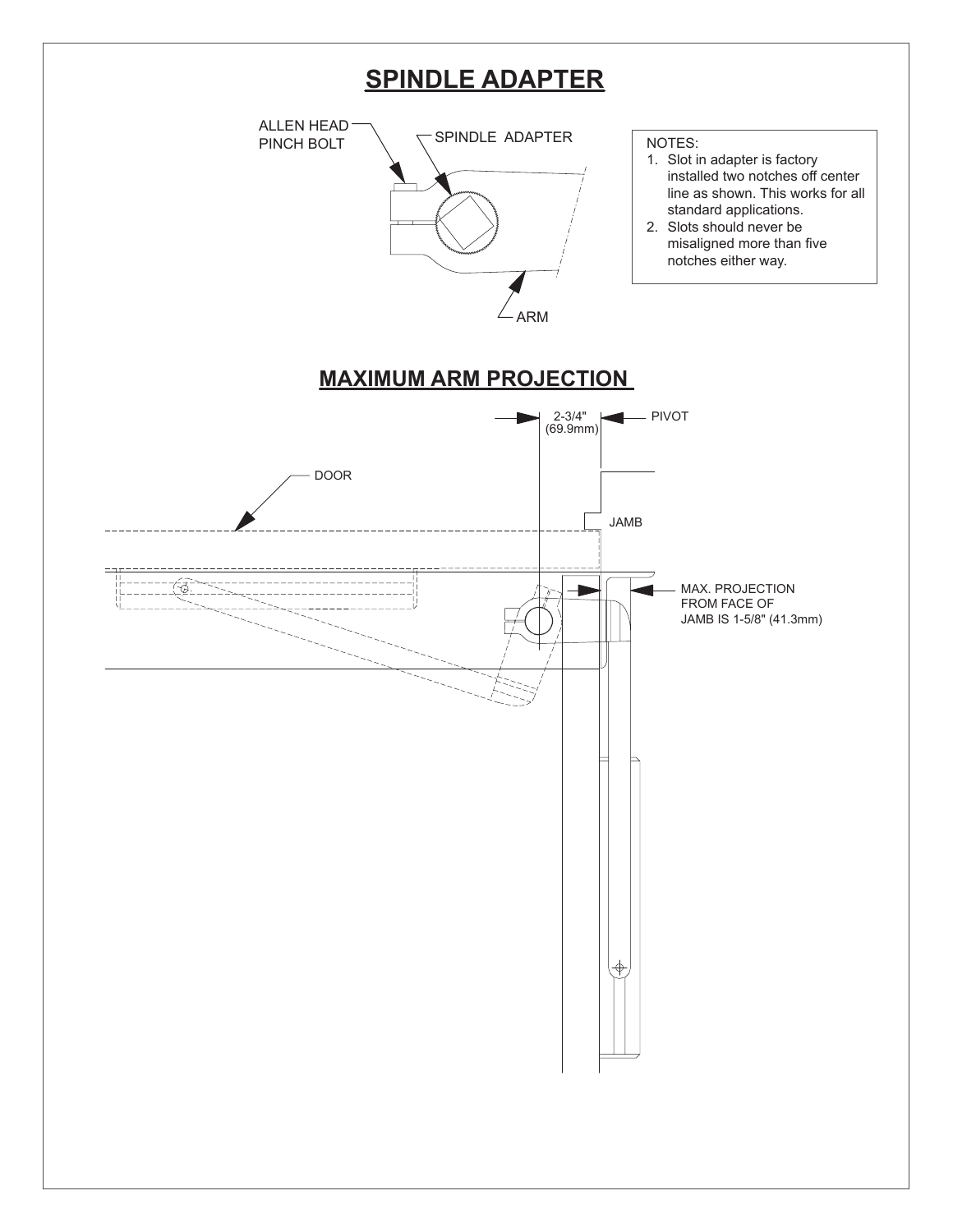## SPINDLE ADAPTER

ALLEN HEAD PINCH BOLT

SPINDLE ADAPTER

ARM

NOTES:

1. Slot in adapter is factory installed two notches off center line as shown. This works for all standard applications.
2. Slots should never be misaligned more than five notches either way.

## MAXIMUM ARM PROJECTION

2-3/4" (69.9mm)

PIVOT

DOOR

JAMB

MAX. PROJECTION FROM FACE OF JAMB IS 1-5/8" (41.3mm)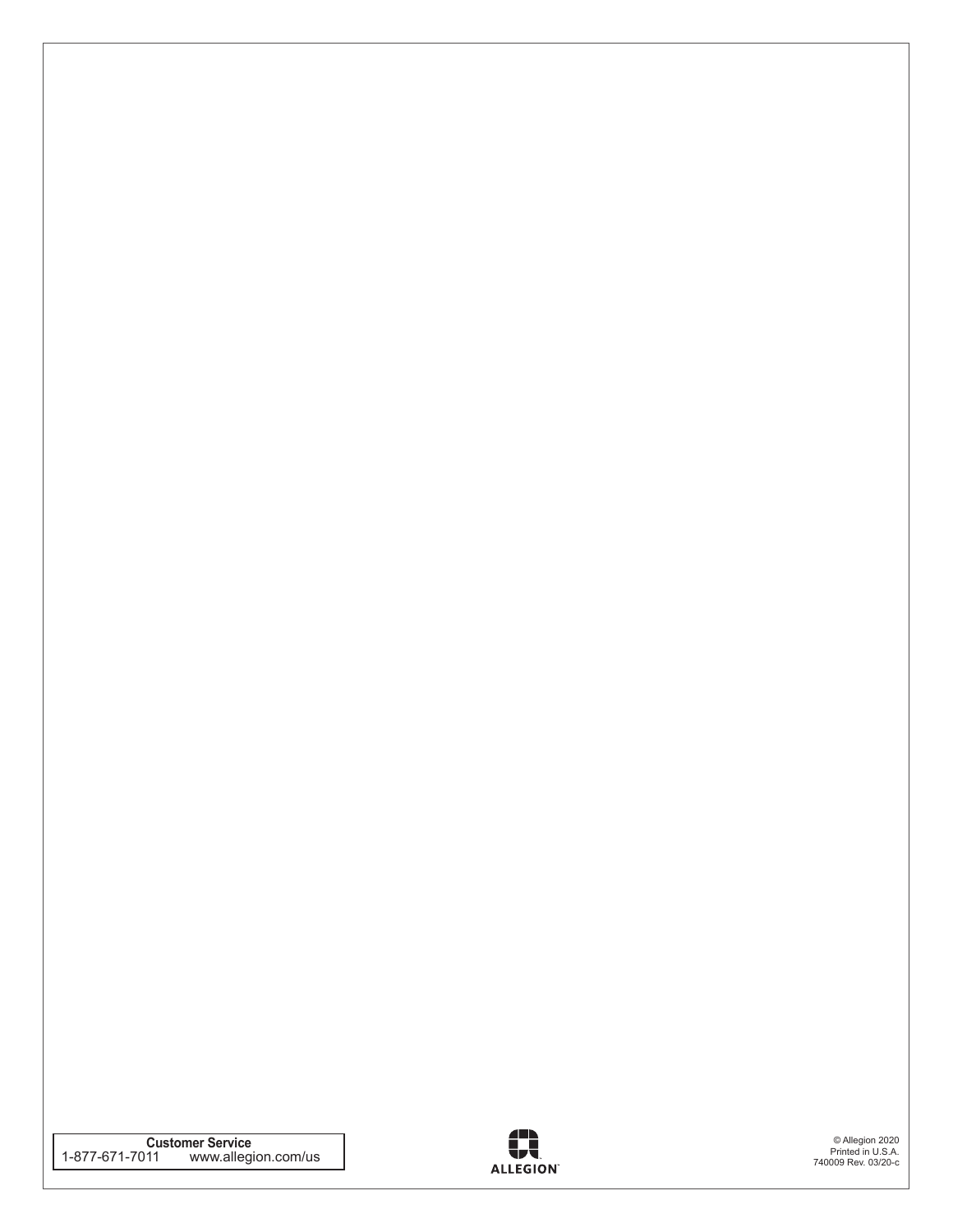**Customer Service**
1-877-671-7011 www.allegion.com/us

ALLEGION™

© Allegion 2020
Printed in U.S.A.
740009 Rev. 03/20-c